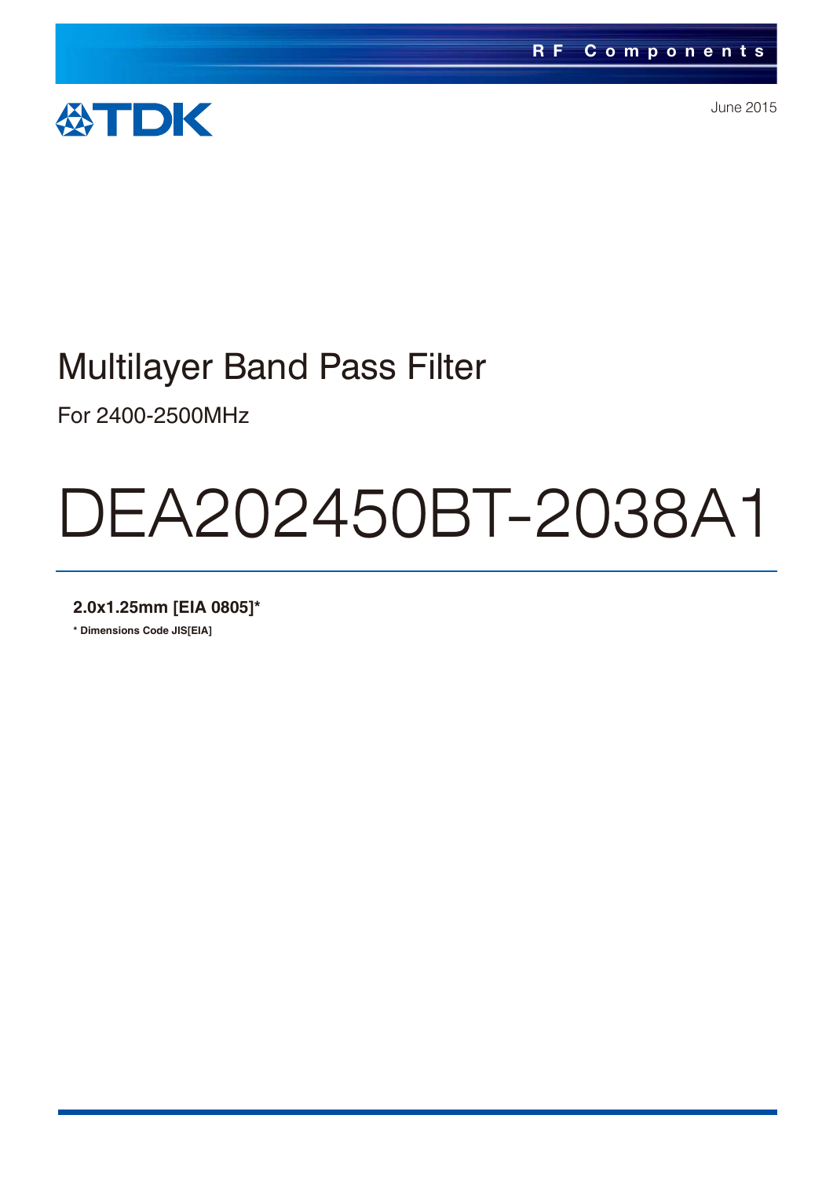RF Components

TDK

June 2015

# Multilayer Band Pass Filter

For 2400-2500MHz

# DEA202450BT-2038A1

**2.0x1.25mm [EIA 0805]***

**\* Dimensions Code JIS[EIA]**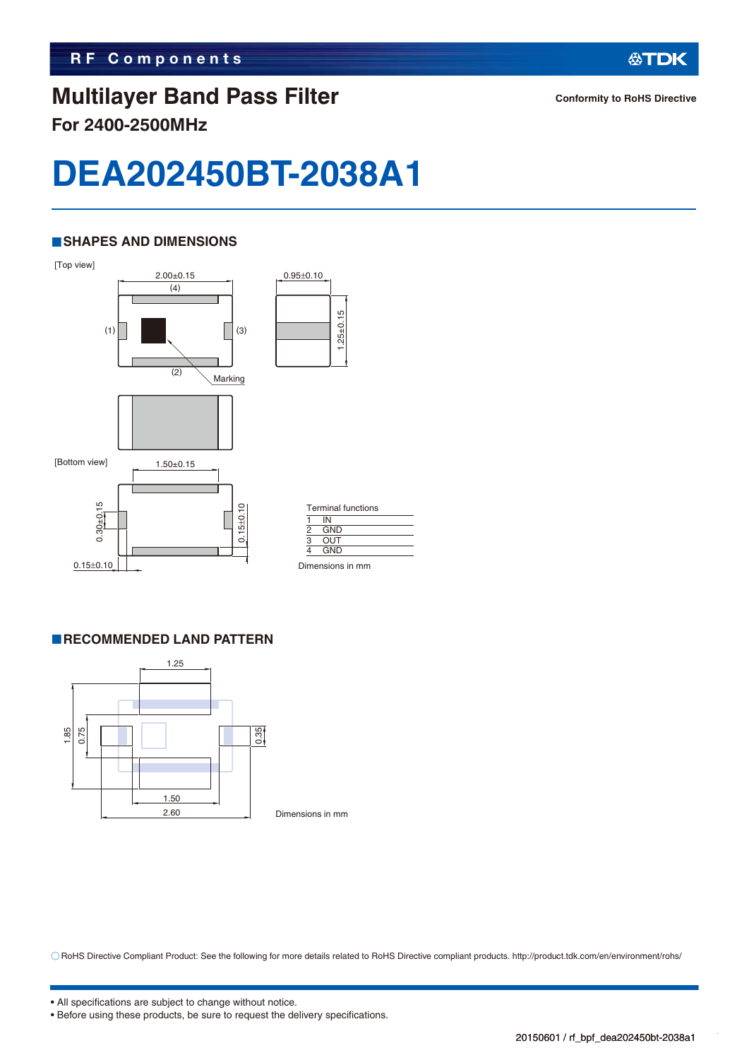# Multilayer Band Pass Filter

## For 2400-2500MHz

Conformity to RoHS Directive

# DEA202450BT-2038A1

## SHAPES AND DIMENSIONS

[Top view]

2.00±0.15

0.95±0.10

1.25±0.15

(1) (2) (3) (4)

Marking

[Bottom view]

1.50±0.15

0.30±0.15

0.15±0.10

0.15±0.10

| Terminal functions | |
|---|---|
| 1 | IN |
| 2 | GND |
| 3 | OUT |
| 4 | GND |

Dimensions in mm

## RECOMMENDED LAND PATTERN

1.25

1.85

0.75

0.35

1.50

2.60

Dimensions in mm

○ RoHS Directive Compliant Product: See the following for more details related to RoHS Directive compliant products. http://product.tdk.com/en/environment/rohs/

- All specifications are subject to change without notice.
- Before using these products, be sure to request the delivery specifications.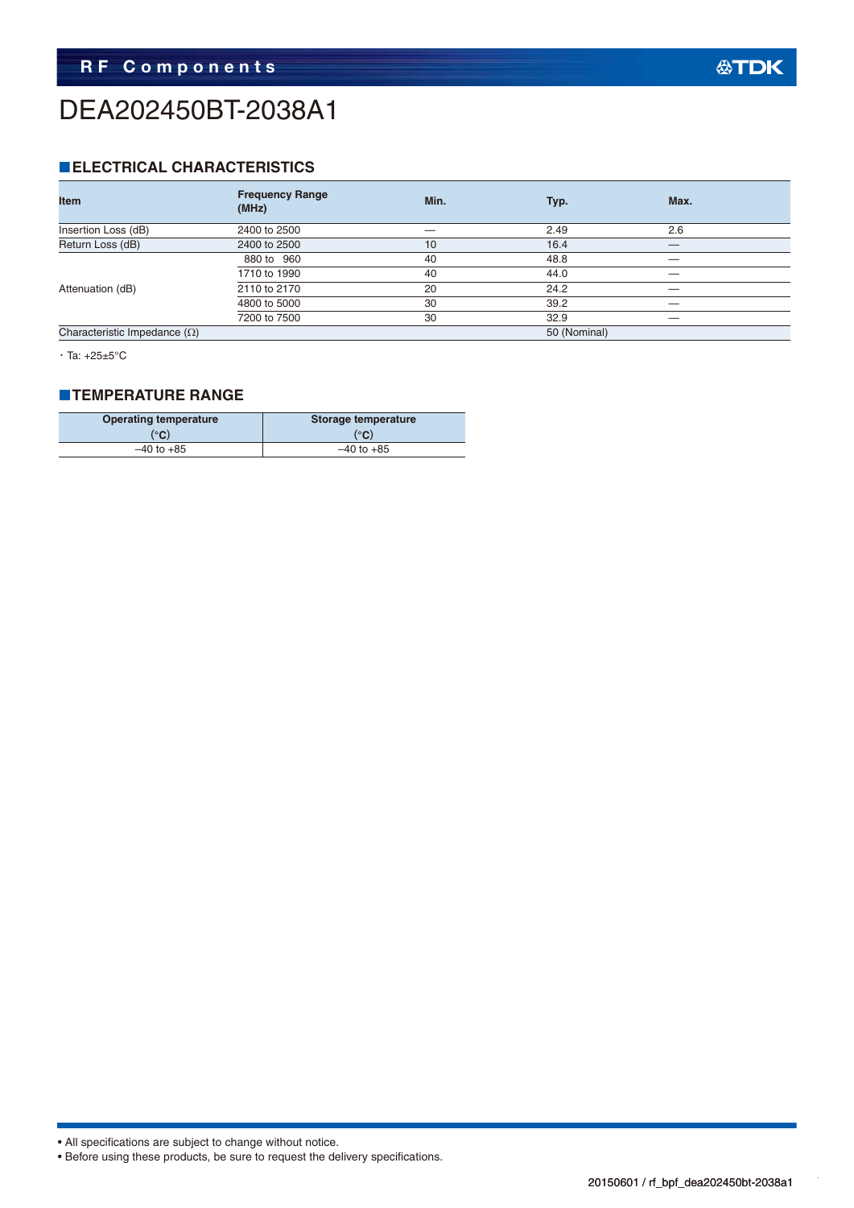# DEA202450BT-2038A1

## ELECTRICAL CHARACTERISTICS

| Item | Frequency Range (MHz) | Min. | Typ. | Max. |
|---|---|---|---|---|
| Insertion Loss (dB) | 2400 to 2500 | — | 2.49 | 2.6 |
| Return Loss (dB) | 2400 to 2500 | 10 | 16.4 | — |
| Attenuation (dB) | 880 to 960 | 40 | 48.8 | — |
| | 1710 to 1990 | 40 | 44.0 | — |
| | 2110 to 2170 | 20 | 24.2 | — |
| | 4800 to 5000 | 30 | 39.2 | — |
| | 7200 to 7500 | 30 | 32.9 | — |
| Characteristic Impedance (Ω) | | | 50 (Nominal) | |

・Ta: +25±5°C

## TEMPERATURE RANGE

| Operating temperature (°C) | Storage temperature (°C) |
|---|---|
| –40 to +85 | –40 to +85 |

• All specifications are subject to change without notice.
• Before using these products, be sure to request the delivery specifications.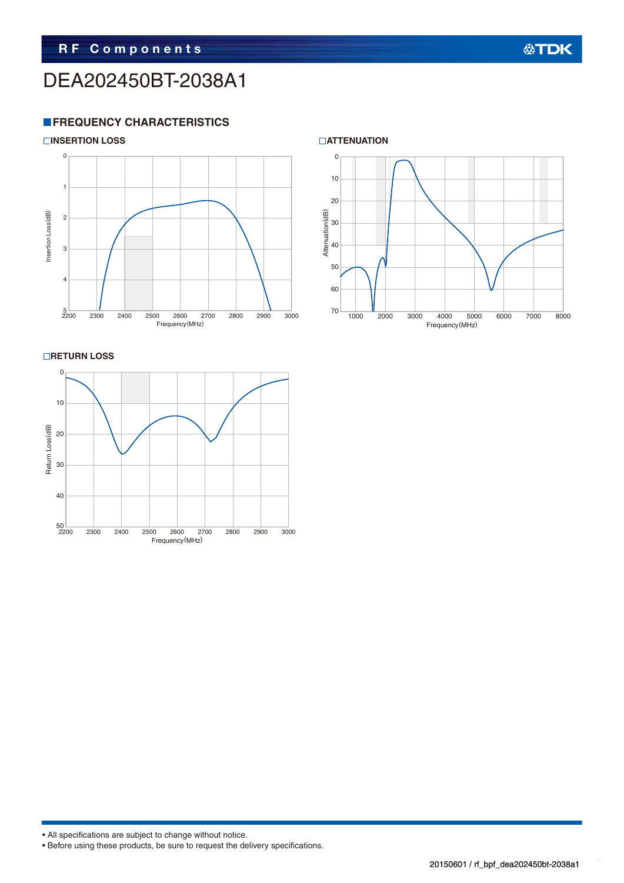# DEA202450BT-2038A1

## FREQUENCY CHARACTERISTICS

### INSERTION LOSS

Insertion Loss(dB): 0, 1, 2, 3, 4, 5

Frequency(MHz): 2200, 2300, 2400, 2500, 2600, 2700, 2800, 2900, 3000

### ATTENUATION

Attenuation(dB): 0, 10, 20, 30, 40, 50, 60, 70

Frequency(MHz): 1000, 2000, 3000, 4000, 5000, 6000, 7000, 8000

### RETURN LOSS

Return Loss(dB): 0, 10, 20, 30, 40, 50

Frequency(MHz): 2200, 2300, 2400, 2500, 2600, 2700, 2800, 2900, 3000

- All specifications are subject to change without notice.
- Before using these products, be sure to request the delivery specifications.

20150601 / rf_bpf_dea202450bt-2038a1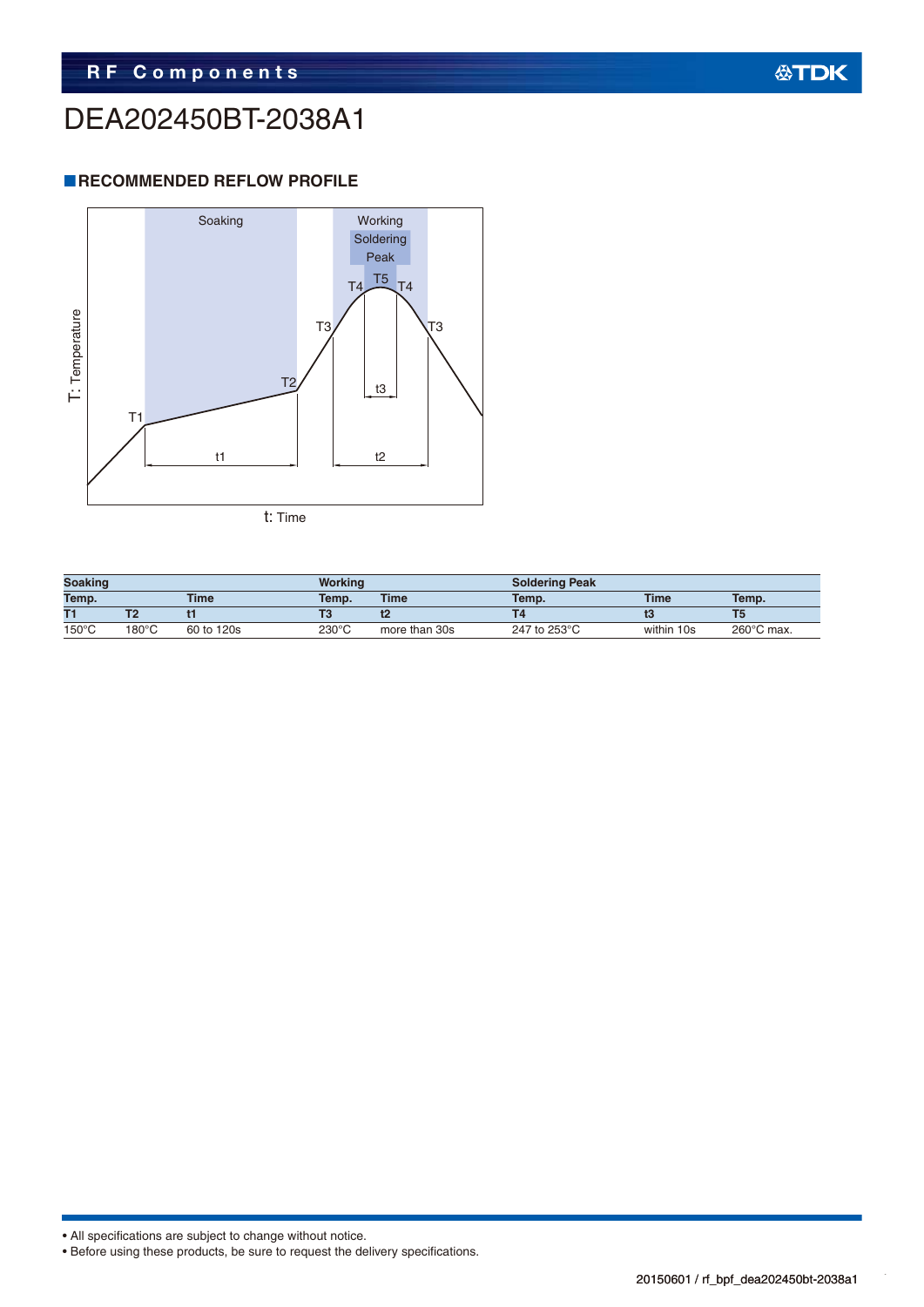# DEA202450BT-2038A1

## RECOMMENDED REFLOW PROFILE

| Soaking | | | Working | | Soldering Peak | | |
|---|---|---|---|---|---|---|---|
| Temp. | | Time | Temp. | Time | Temp. | Time | Temp. |
| T1 | T2 | t1 | T3 | t2 | T4 | t3 | T5 |
| 150°C | 180°C | 60 to 120s | 230°C | more than 30s | 247 to 253°C | within 10s | 260°C max. |

• All specifications are subject to change without notice.
• Before using these products, be sure to request the delivery specifications.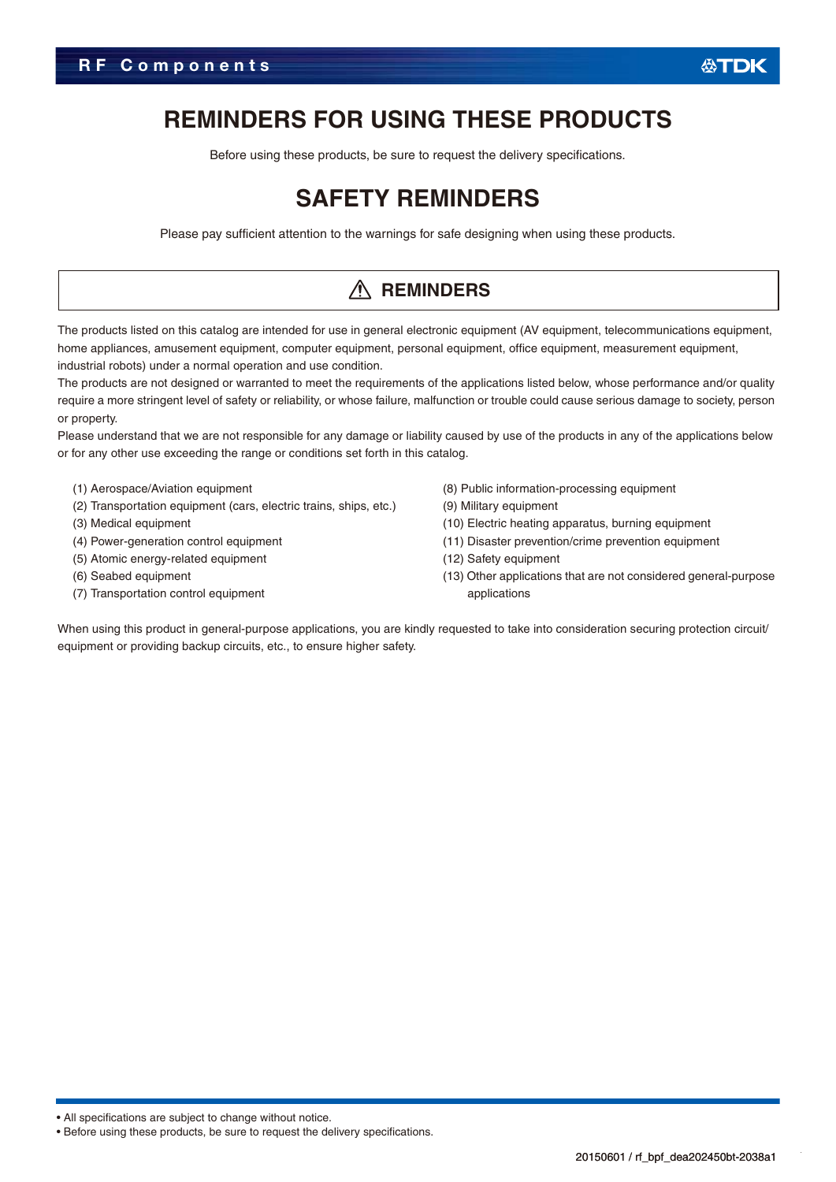# REMINDERS FOR USING THESE PRODUCTS

Before using these products, be sure to request the delivery specifications.

# SAFETY REMINDERS

Please pay sufficient attention to the warnings for safe designing when using these products.

## ⚠ REMINDERS

The products listed on this catalog are intended for use in general electronic equipment (AV equipment, telecommunications equipment, home appliances, amusement equipment, computer equipment, personal equipment, office equipment, measurement equipment, industrial robots) under a normal operation and use condition.

The products are not designed or warranted to meet the requirements of the applications listed below, whose performance and/or quality require a more stringent level of safety or reliability, or whose failure, malfunction or trouble could cause serious damage to society, person or property.

Please understand that we are not responsible for any damage or liability caused by use of the products in any of the applications below or for any other use exceeding the range or conditions set forth in this catalog.

(1) Aerospace/Aviation equipment
(2) Transportation equipment (cars, electric trains, ships, etc.)
(3) Medical equipment
(4) Power-generation control equipment
(5) Atomic energy-related equipment
(6) Seabed equipment
(7) Transportation control equipment
(8) Public information-processing equipment
(9) Military equipment
(10) Electric heating apparatus, burning equipment
(11) Disaster prevention/crime prevention equipment
(12) Safety equipment
(13) Other applications that are not considered general-purpose applications

When using this product in general-purpose applications, you are kindly requested to take into consideration securing protection circuit/ equipment or providing backup circuits, etc., to ensure higher safety.

- All specifications are subject to change without notice.
- Before using these products, be sure to request the delivery specifications.

20150601 / rf_bpf_dea202450bt-2038a1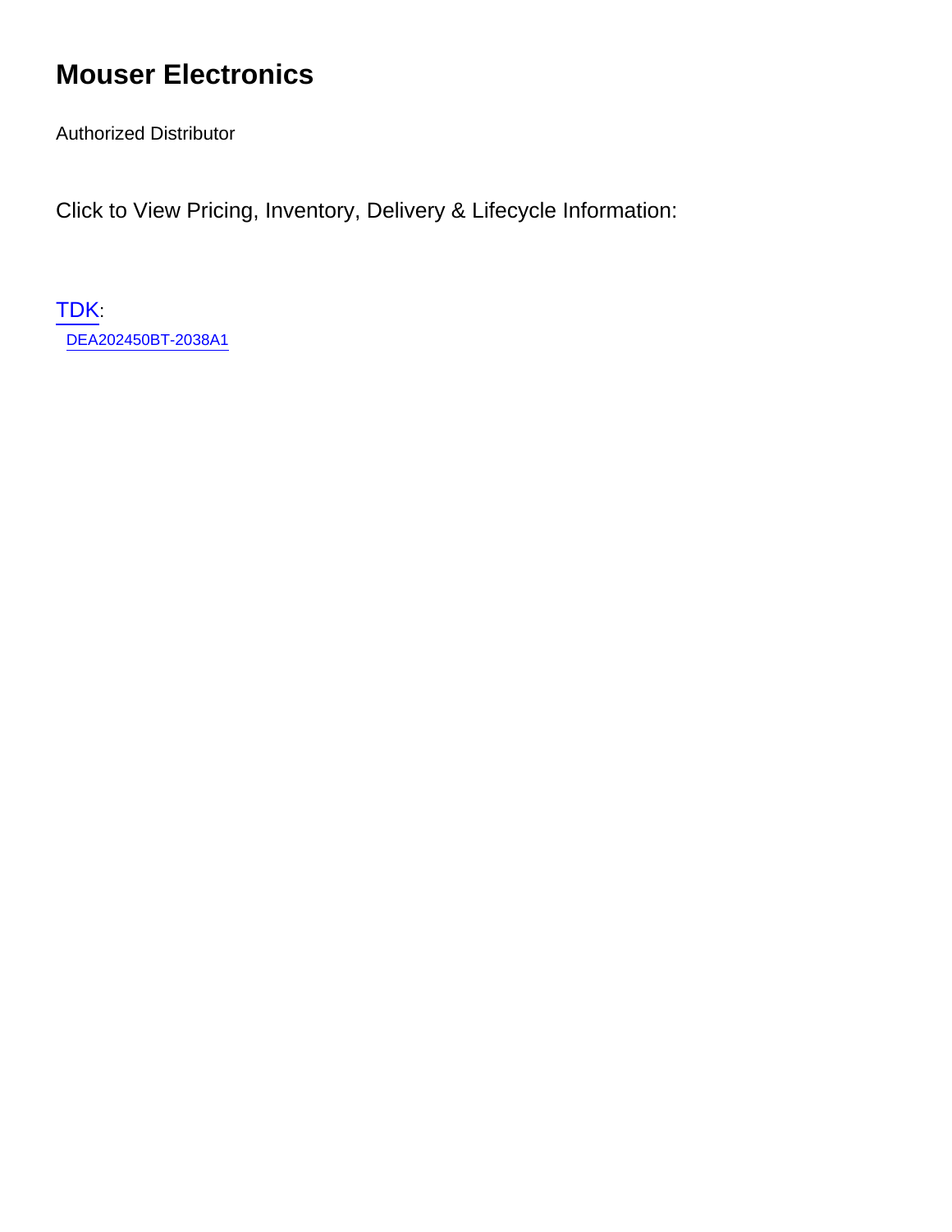# Mouser Electronics

Authorized Distributor

Click to View Pricing, Inventory, Delivery & Lifecycle Information:

TDK:

DEA202450BT-2038A1